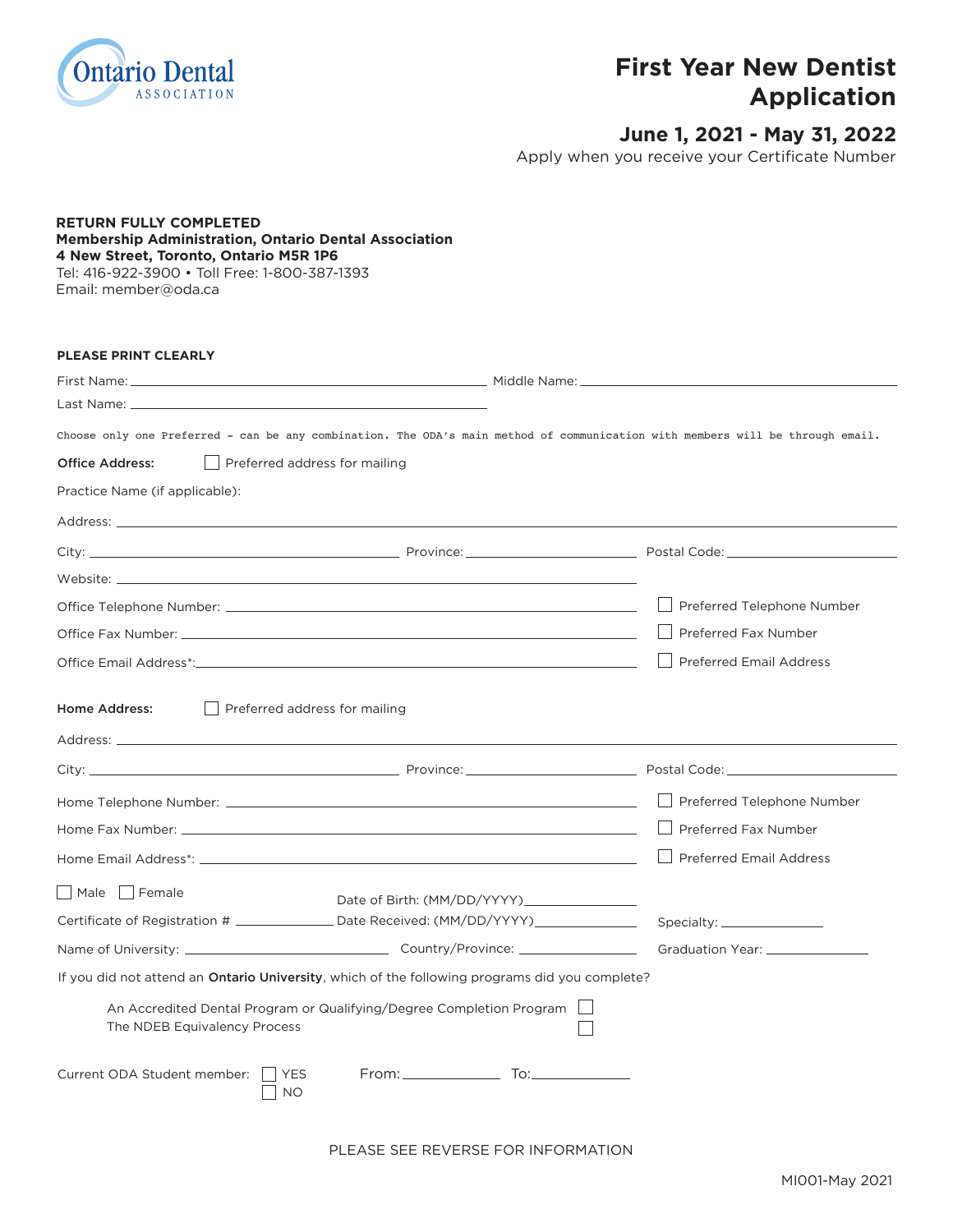Ontario Dental ASSOCIATION

# First Year New Dentist Application

## June 1, 2021 - May 31, 2022

Apply when you receive your Certificate Number

**RETURN FULLY COMPLETED**
**Membership Administration, Ontario Dental Association**
**4 New Street, Toronto, Ontario M5R 1P6**
Tel: 416-922-3900 • Toll Free: 1-800-387-1393
Email: member@oda.ca

**PLEASE PRINT CLEARLY**

First Name: ____________________ Middle Name: ____________________

Last Name: ____________________

Choose only one Preferred - can be any combination. The ODA's main method of communication with members will be through email.

**Office Address:** ☐ Preferred address for mailing

Practice Name (if applicable):

Address: ____________________

City: ____________________ Province: ____________________ Postal Code: ____________________

Website: ____________________

Office Telephone Number: ____________________ ☐ Preferred Telephone Number

Office Fax Number: ____________________ ☐ Preferred Fax Number

Office Email Address*: ____________________ ☐ Preferred Email Address

**Home Address:** ☐ Preferred address for mailing

Address: ____________________

City: ____________________ Province: ____________________ Postal Code: ____________________

Home Telephone Number: ____________________ ☐ Preferred Telephone Number

Home Fax Number: ____________________ ☐ Preferred Fax Number

Home Email Address*: ____________________ ☐ Preferred Email Address

☐ Male ☐ Female Date of Birth: (MM/DD/YYYY)____________

Certificate of Registration # ____________ Date Received: (MM/DD/YYYY)____________ Specialty: ____________

Name of University: ____________________ Country/Province: ____________ Graduation Year: ____________

If you did not attend an **Ontario University**, which of the following programs did you complete?

- An Accredited Dental Program or Qualifying/Degree Completion Program ☐
- The NDEB Equivalency Process ☐

Current ODA Student member: ☐ YES ☐ NO From: ____________ To: ____________

PLEASE SEE REVERSE FOR INFORMATION

MI001-May 2021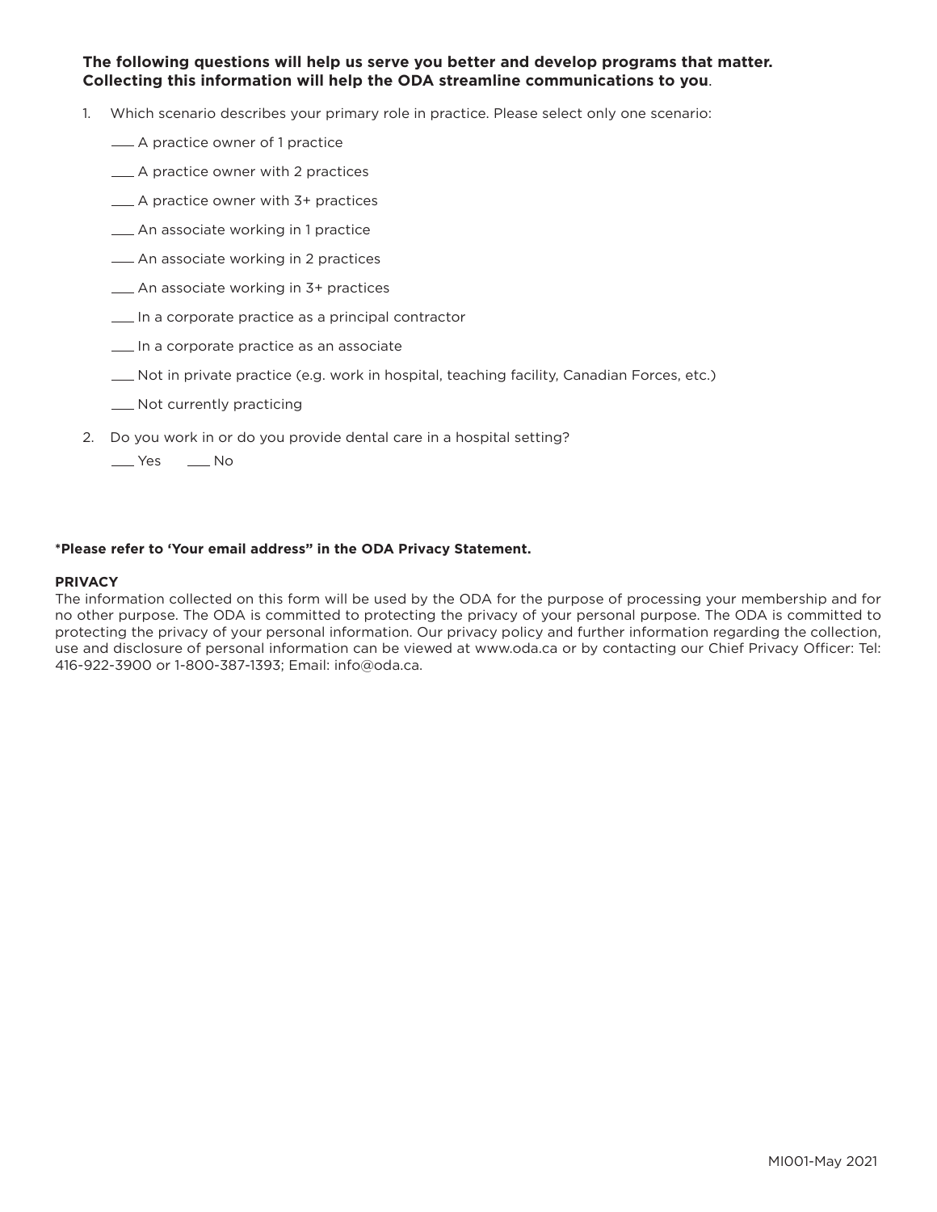**The following questions will help us serve you better and develop programs that matter. Collecting this information will help the ODA streamline communications to you**.

1. Which scenario describes your primary role in practice. Please select only one scenario:

   ___ A practice owner of 1 practice

   ___ A practice owner with 2 practices

   ___ A practice owner with 3+ practices

   ___ An associate working in 1 practice

   ___ An associate working in 2 practices

   ___ An associate working in 3+ practices

   ___ In a corporate practice as a principal contractor

   ___ In a corporate practice as an associate

   ___ Not in private practice (e.g. work in hospital, teaching facility, Canadian Forces, etc.)

   ___ Not currently practicing

2. Do you work in or do you provide dental care in a hospital setting?

   ___ Yes ___ No

**\*Please refer to 'Your email address" in the ODA Privacy Statement.**

**PRIVACY**

The information collected on this form will be used by the ODA for the purpose of processing your membership and for no other purpose. The ODA is committed to protecting the privacy of your personal purpose. The ODA is committed to protecting the privacy of your personal information. Our privacy policy and further information regarding the collection, use and disclosure of personal information can be viewed at www.oda.ca or by contacting our Chief Privacy Officer: Tel: 416-922-3900 or 1-800-387-1393; Email: info@oda.ca.

MI001-May 2021